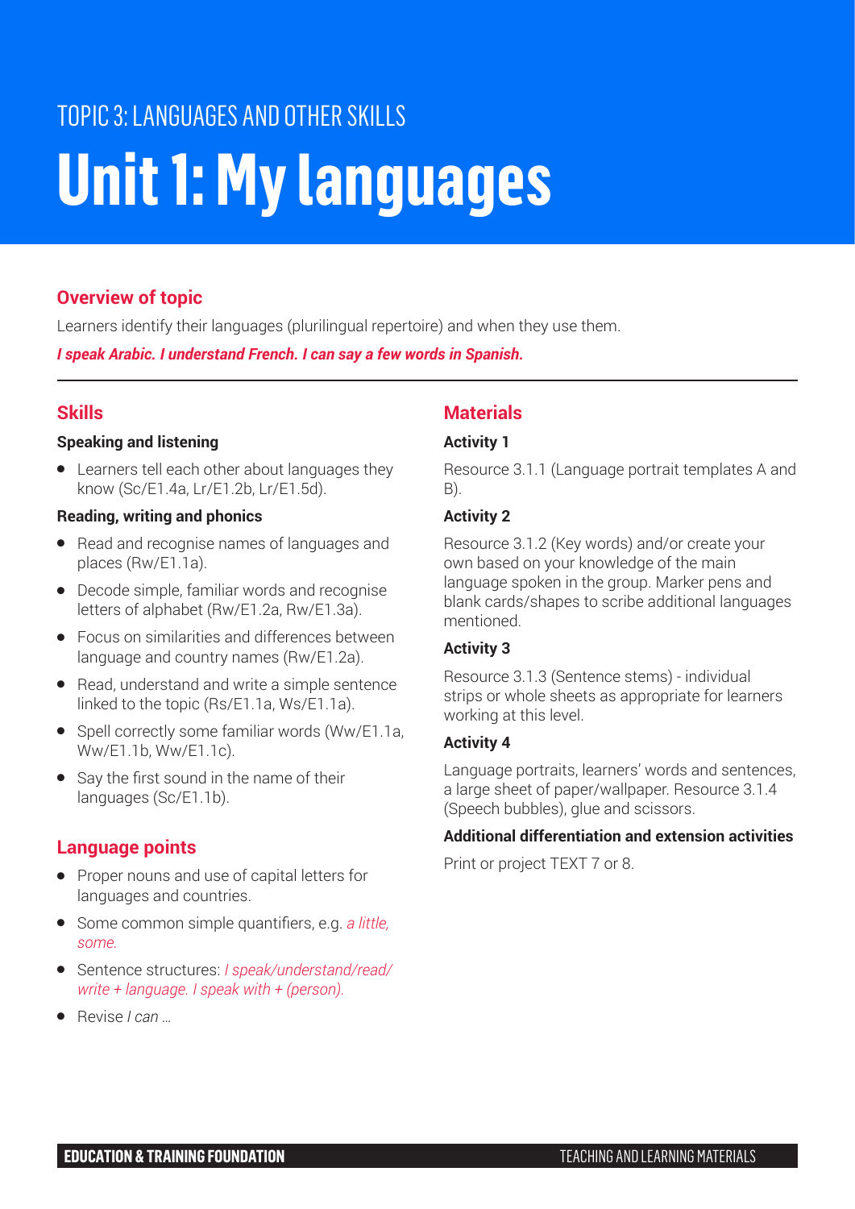TOPIC 3: LANGUAGES AND OTHER SKILLS

# Unit 1: My languages

## Overview of topic

Learners identify their languages (plurilingual repertoire) and when they use them.

***I speak Arabic. I understand French. I can say a few words in Spanish.***

## Skills

### Speaking and listening

- Learners tell each other about languages they know (Sc/E1.4a, Lr/E1.2b, Lr/E1.5d).

### Reading, writing and phonics

- Read and recognise names of languages and places (Rw/E1.1a).
- Decode simple, familiar words and recognise letters of alphabet (Rw/E1.2a, Rw/E1.3a).
- Focus on similarities and differences between language and country names (Rw/E1.2a).
- Read, understand and write a simple sentence linked to the topic (Rs/E1.1a, Ws/E1.1a).
- Spell correctly some familiar words (Ww/E1.1a, Ww/E1.1b, Ww/E1.1c).
- Say the first sound in the name of their languages (Sc/E1.1b).

## Language points

- Proper nouns and use of capital letters for languages and countries.
- Some common simple quantifiers, e.g. *a little, some.*
- Sentence structures: *I speak/understand/read/write + language. I speak with + (person).*
- Revise *I can …*

## Materials

### Activity 1

Resource 3.1.1 (Language portrait templates A and B).

### Activity 2

Resource 3.1.2 (Key words) and/or create your own based on your knowledge of the main language spoken in the group. Marker pens and blank cards/shapes to scribe additional languages mentioned.

### Activity 3

Resource 3.1.3 (Sentence stems) - individual strips or whole sheets as appropriate for learners working at this level.

### Activity 4

Language portraits, learners' words and sentences, a large sheet of paper/wallpaper. Resource 3.1.4 (Speech bubbles), glue and scissors.

### Additional differentiation and extension activities

Print or project TEXT 7 or 8.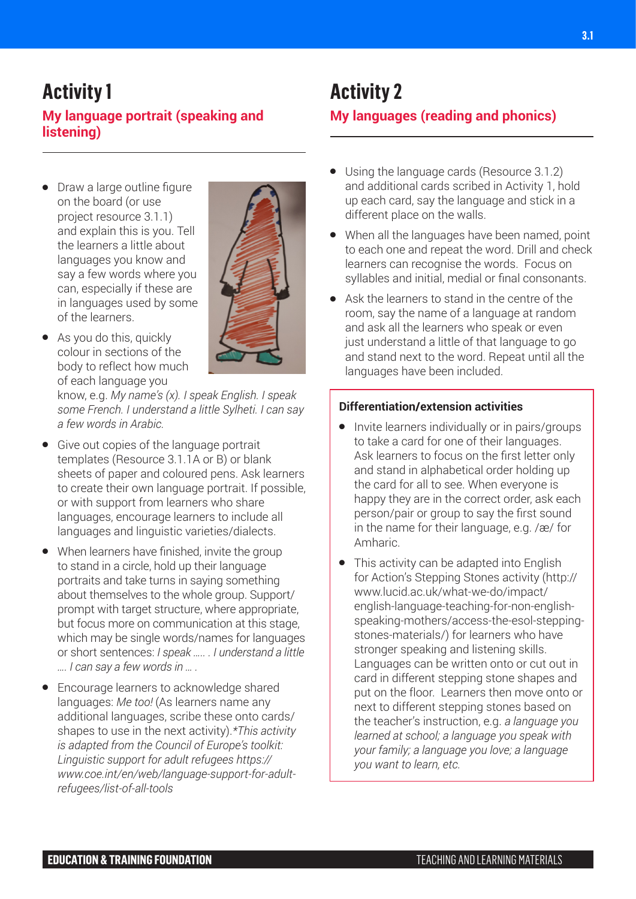# Activity 1

## My language portrait (speaking and listening)

- Draw a large outline figure on the board (or use project resource 3.1.1) and explain this is you. Tell the learners a little about languages you know and say a few words where you can, especially if these are in languages used by some of the learners.
- As you do this, quickly colour in sections of the body to reflect how much of each language you know, e.g. *My name's (x). I speak English. I speak some French. I understand a little Sylheti. I can say a few words in Arabic.*
- Give out copies of the language portrait templates (Resource 3.1.1A or B) or blank sheets of paper and coloured pens. Ask learners to create their own language portrait. If possible, or with support from learners who share languages, encourage learners to include all languages and linguistic varieties/dialects.
- When learners have finished, invite the group to stand in a circle, hold up their language portraits and take turns in saying something about themselves to the whole group. Support/prompt with target structure, where appropriate, but focus more on communication at this stage, which may be single words/names for languages or short sentences: *I speak ….. . I understand a little …. I can say a few words in … .*
- Encourage learners to acknowledge shared languages: *Me too!* (As learners name any additional languages, scribe these onto cards/shapes to use in the next activity).*\*This activity is adapted from the Council of Europe's toolkit: Linguistic support for adult refugees https://www.coe.int/en/web/language-support-for-adult-refugees/list-of-all-tools*

# Activity 2

## My languages (reading and phonics)

- Using the language cards (Resource 3.1.2) and additional cards scribed in Activity 1, hold up each card, say the language and stick in a different place on the walls.
- When all the languages have been named, point to each one and repeat the word. Drill and check learners can recognise the words. Focus on syllables and initial, medial or final consonants.
- Ask the learners to stand in the centre of the room, say the name of a language at random and ask all the learners who speak or even just understand a little of that language to go and stand next to the word. Repeat until all the languages have been included.

**Differentiation/extension activities**

- Invite learners individually or in pairs/groups to take a card for one of their languages. Ask learners to focus on the first letter only and stand in alphabetical order holding up the card for all to see. When everyone is happy they are in the correct order, ask each person/pair or group to say the first sound in the name for their language, e.g. /æ/ for Amharic.
- This activity can be adapted into English for Action's Stepping Stones activity (http://www.lucid.ac.uk/what-we-do/impact/english-language-teaching-for-non-english-speaking-mothers/access-the-esol-stepping-stones-materials/) for learners who have stronger speaking and listening skills. Languages can be written onto or cut out in card in different stepping stone shapes and put on the floor. Learners then move onto or next to different stepping stones based on the teacher's instruction, e.g. *a language you learned at school; a language you speak with your family; a language you love; a language you want to learn, etc.*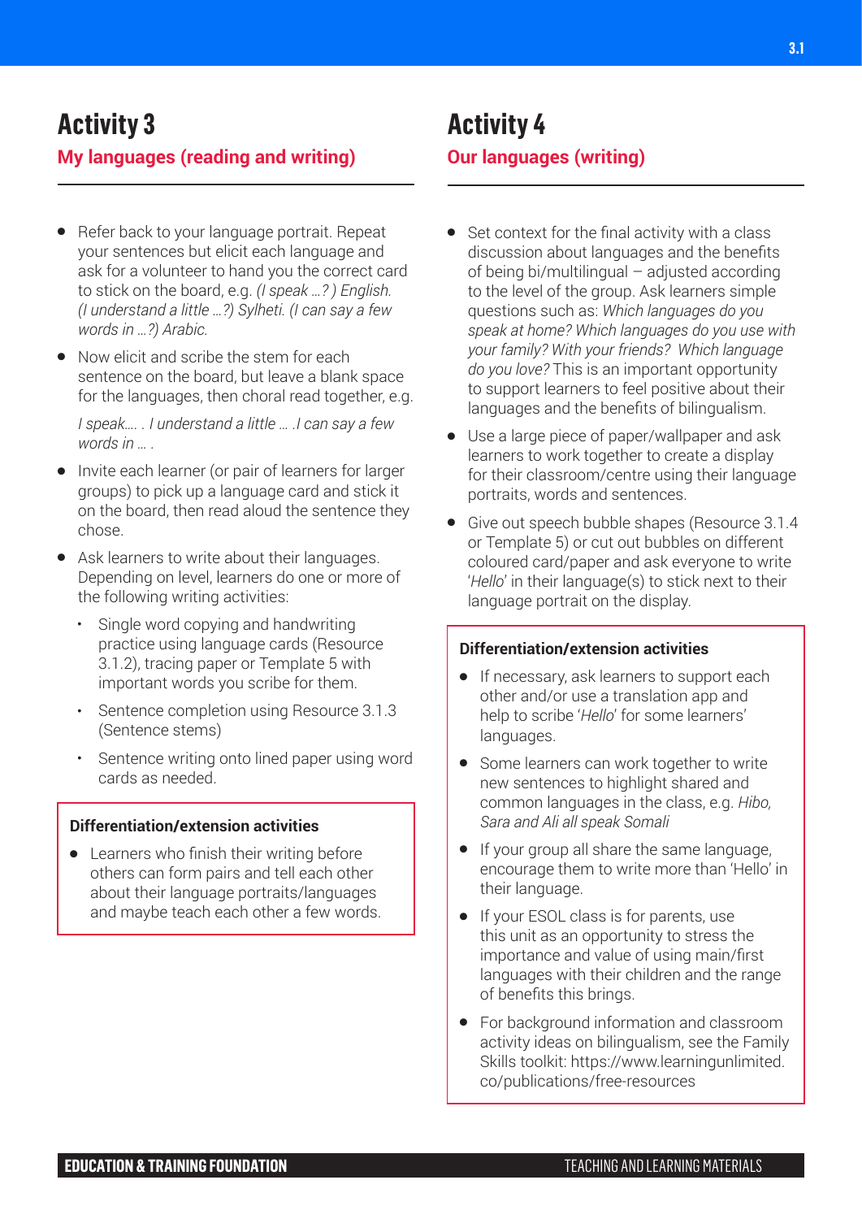## Activity 3

### My languages (reading and writing)

- Refer back to your language portrait. Repeat your sentences but elicit each language and ask for a volunteer to hand you the correct card to stick on the board, e.g. *(I speak …? ) English. (I understand a little …?) Sylheti. (I can say a few words in …?) Arabic.*
- Now elicit and scribe the stem for each sentence on the board, but leave a blank space for the languages, then choral read together, e.g.

  *I speak…. . I understand a little … .I can say a few words in … .*
- Invite each learner (or pair of learners for larger groups) to pick up a language card and stick it on the board, then read aloud the sentence they chose.
- Ask learners to write about their languages. Depending on level, learners do one or more of the following writing activities:
  - Single word copying and handwriting practice using language cards (Resource 3.1.2), tracing paper or Template 5 with important words you scribe for them.
  - Sentence completion using Resource 3.1.3 (Sentence stems)
  - Sentence writing onto lined paper using word cards as needed.

**Differentiation/extension activities**

- Learners who finish their writing before others can form pairs and tell each other about their language portraits/languages and maybe teach each other a few words.

## Activity 4

### Our languages (writing)

- Set context for the final activity with a class discussion about languages and the benefits of being bi/multilingual – adjusted according to the level of the group. Ask learners simple questions such as: *Which languages do you speak at home? Which languages do you use with your family? With your friends? Which language do you love?* This is an important opportunity to support learners to feel positive about their languages and the benefits of bilingualism.
- Use a large piece of paper/wallpaper and ask learners to work together to create a display for their classroom/centre using their language portraits, words and sentences.
- Give out speech bubble shapes (Resource 3.1.4 or Template 5) or cut out bubbles on different coloured card/paper and ask everyone to write '*Hello*' in their language(s) to stick next to their language portrait on the display.

**Differentiation/extension activities**

- If necessary, ask learners to support each other and/or use a translation app and help to scribe '*Hello*' for some learners' languages.
- Some learners can work together to write new sentences to highlight shared and common languages in the class, e.g. *Hibo, Sara and Ali all speak Somali*
- If your group all share the same language, encourage them to write more than 'Hello' in their language.
- If your ESOL class is for parents, use this unit as an opportunity to stress the importance and value of using main/first languages with their children and the range of benefits this brings.
- For background information and classroom activity ideas on bilingualism, see the Family Skills toolkit: https://www.learningunlimited.co/publications/free-resources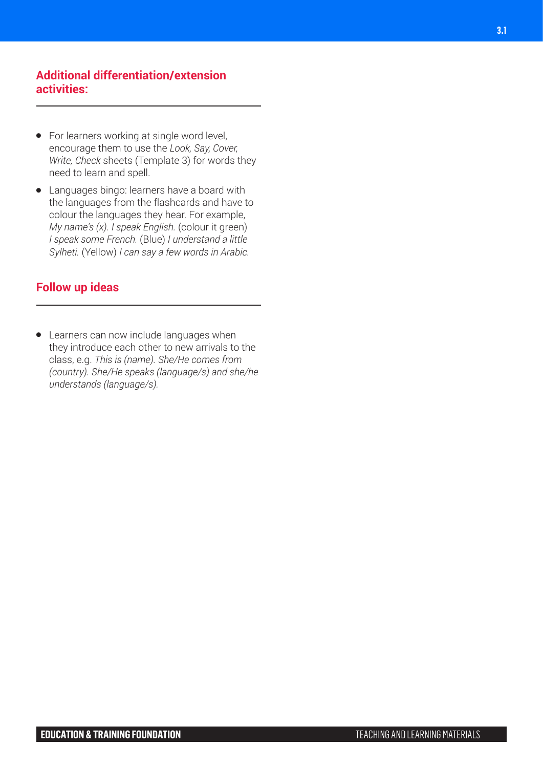## Additional differentiation/extension activities:

- For learners working at single word level, encourage them to use the *Look, Say, Cover, Write, Check* sheets (Template 3) for words they need to learn and spell.
- Languages bingo: learners have a board with the languages from the flashcards and have to colour the languages they hear. For example, *My name's (x). I speak English.* (colour it green) *I speak some French.* (Blue) *I understand a little Sylheti.* (Yellow) *I can say a few words in Arabic.*

## Follow up ideas

- Learners can now include languages when they introduce each other to new arrivals to the class, e.g. *This is (name). She/He comes from (country). She/He speaks (language/s) and she/he understands (language/s).*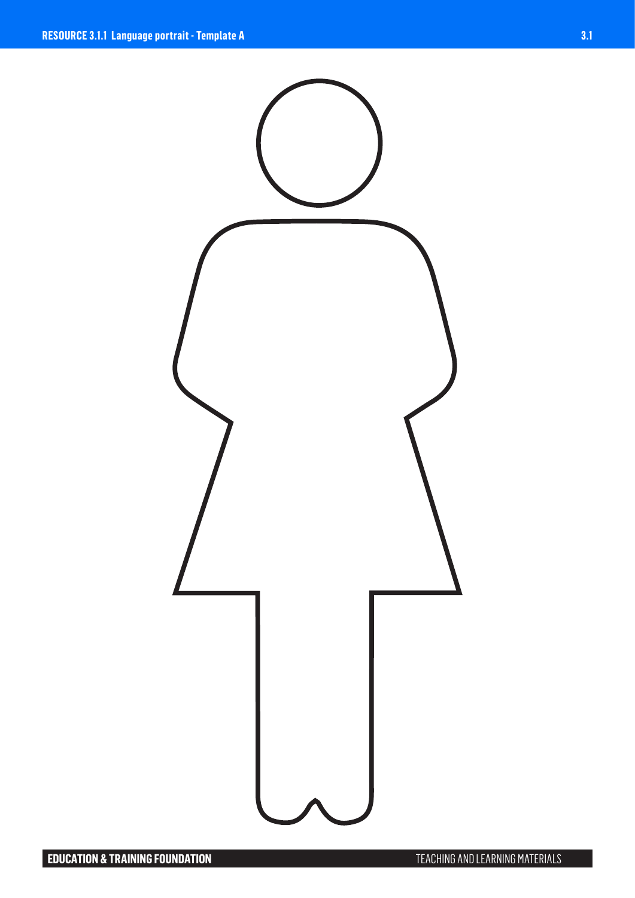# RESOURCE 3.1.1 Language portrait - Template A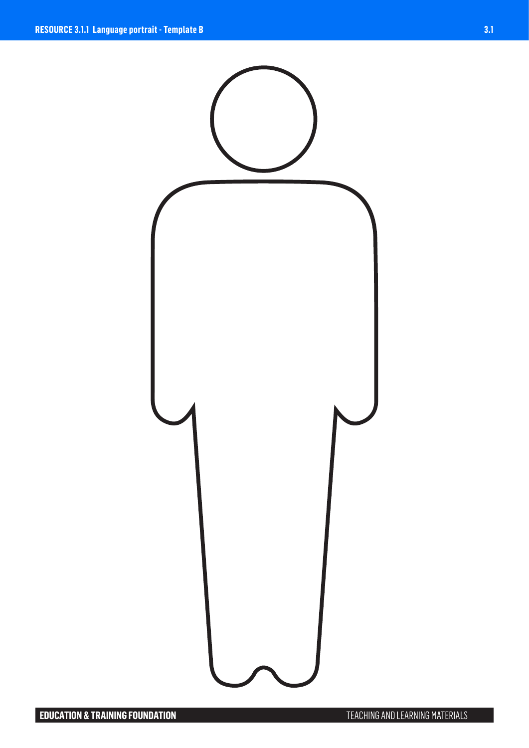# RESOURCE 3.1.1 Language portrait - Template B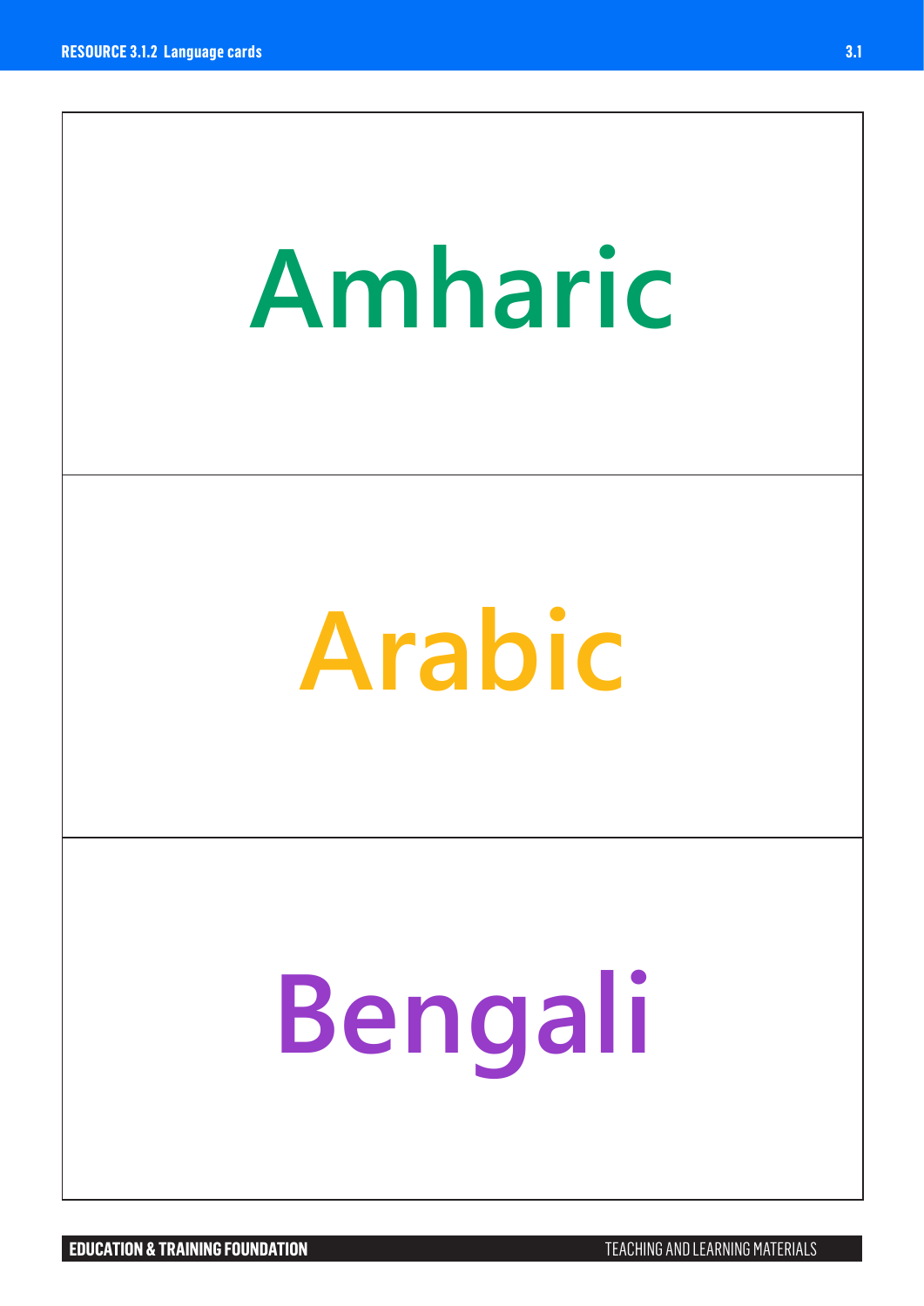Amharic

Arabic

Bengali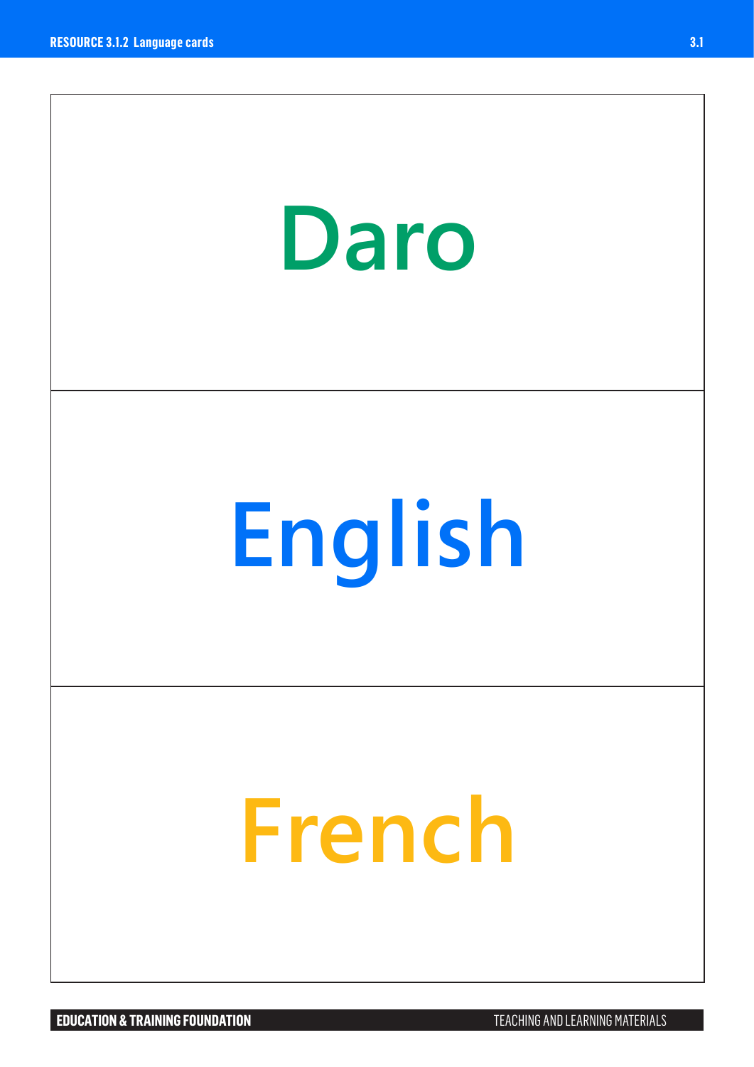Daro

English

French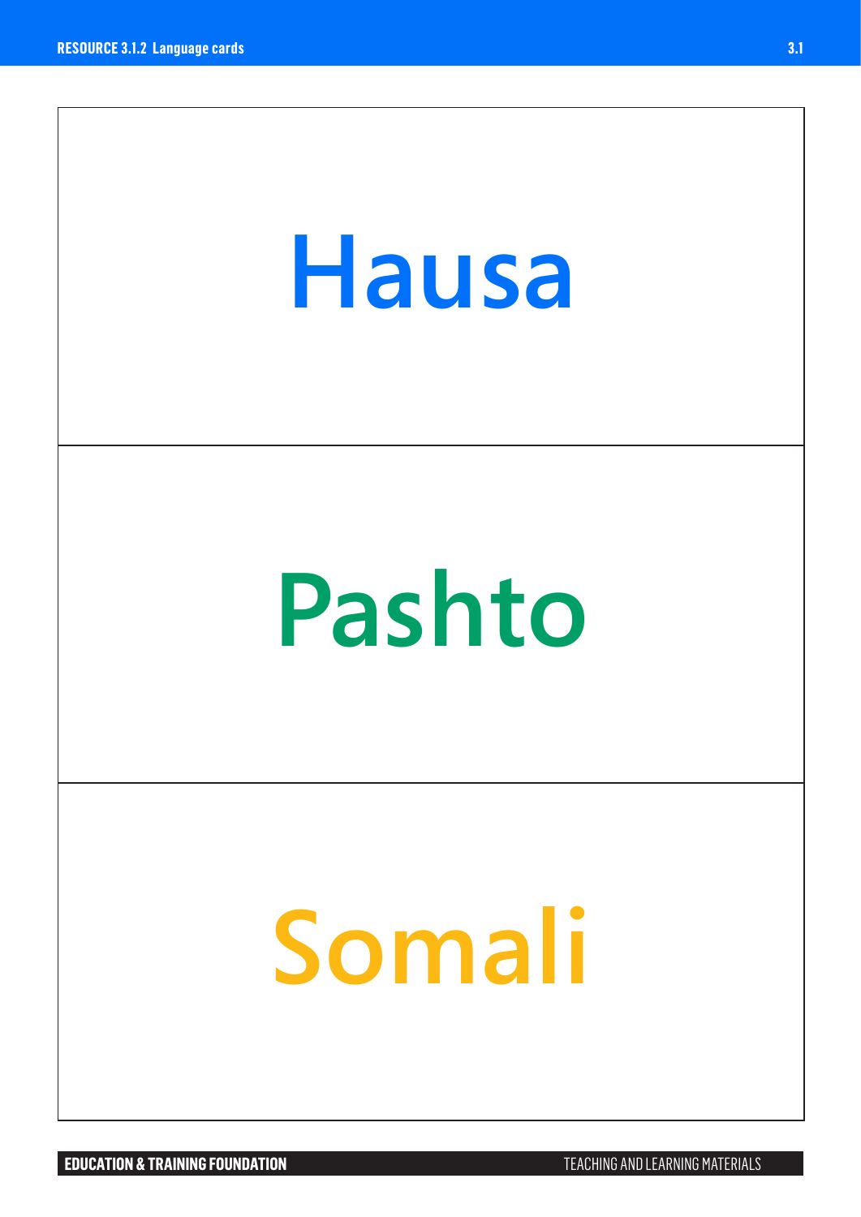Hausa

Pashto

Somali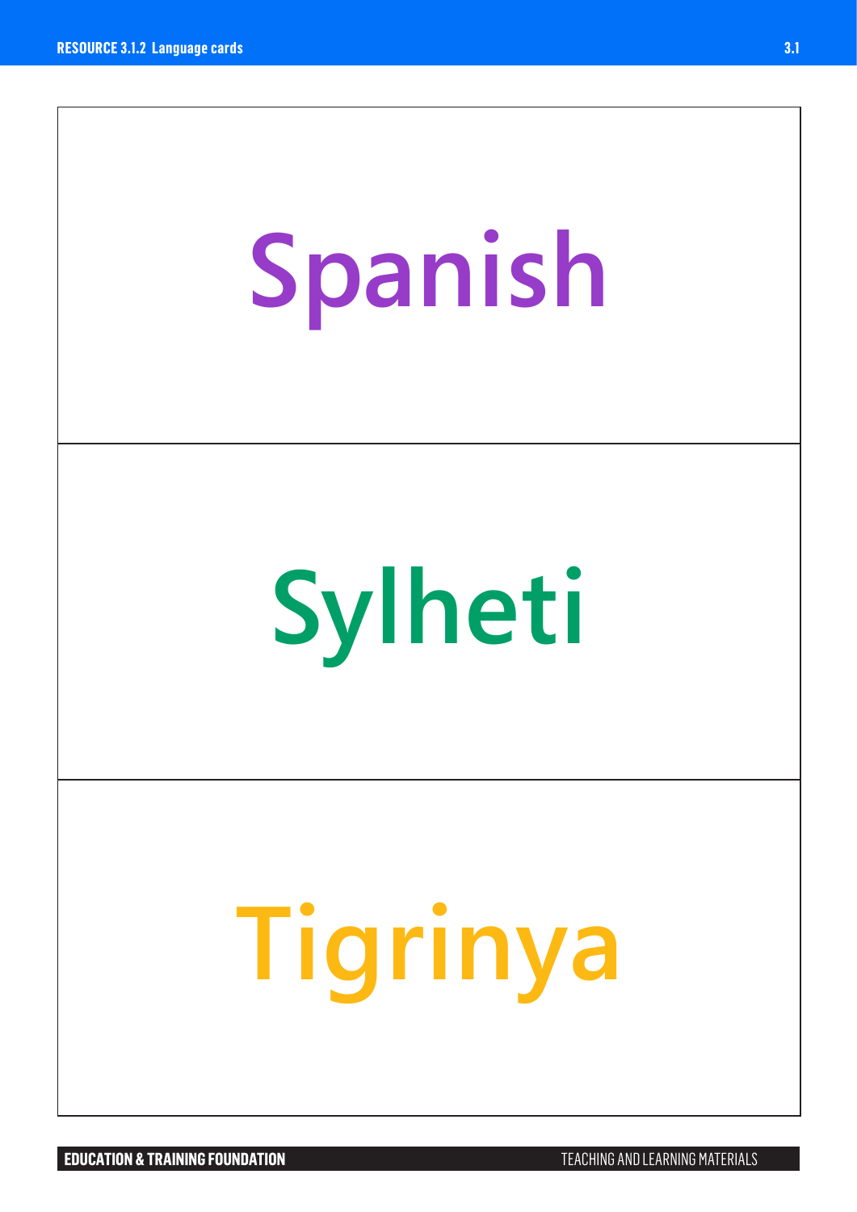Spanish

Sylheti

Tigrinya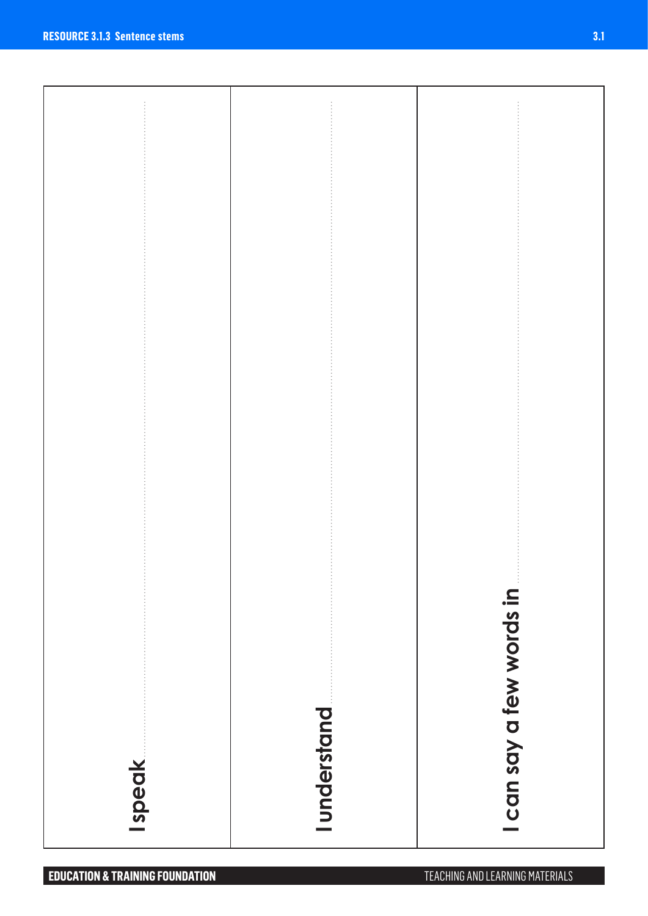I speak ..................................................

I understand ..................................................

I can say a few words in ..................................................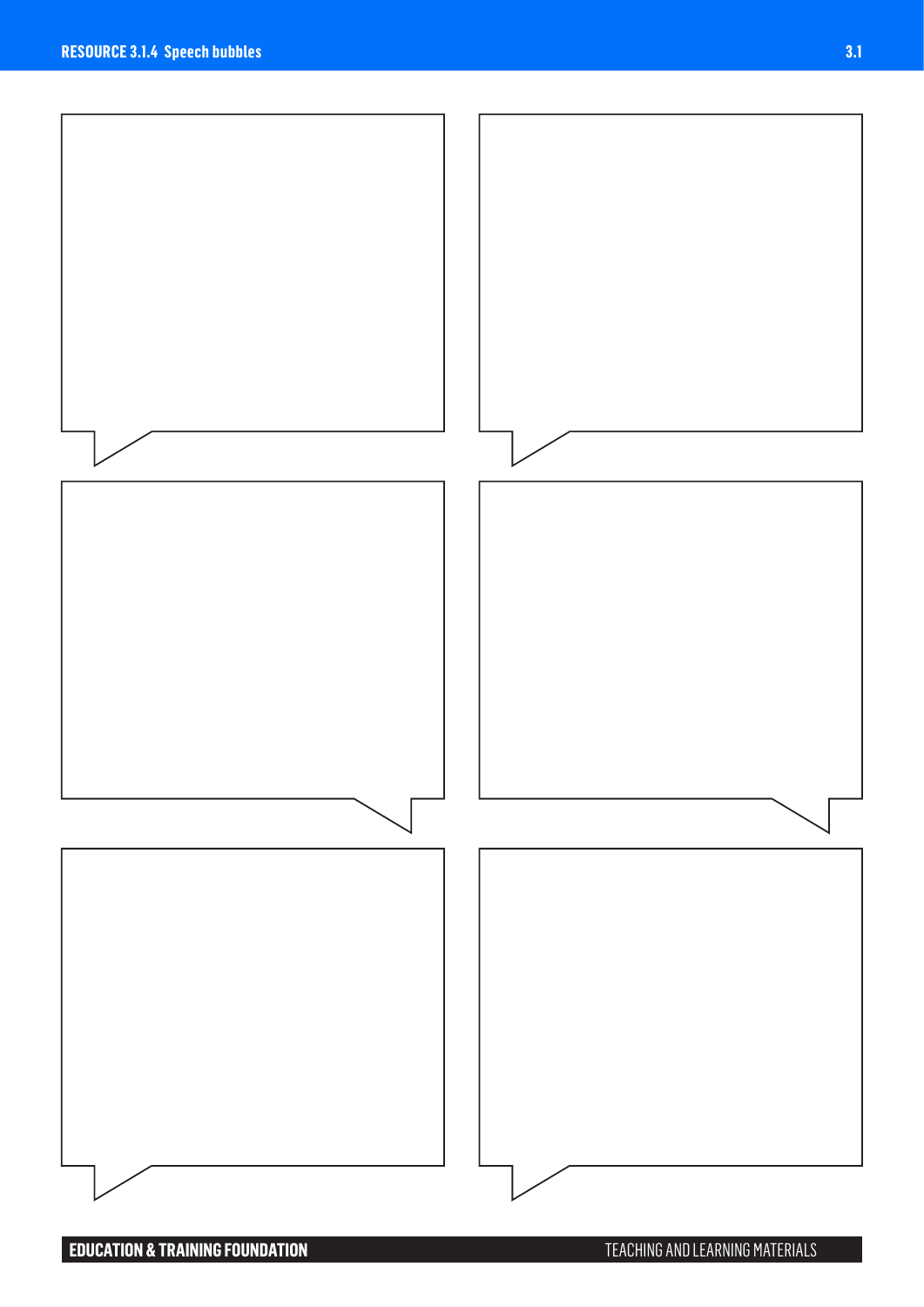# RESOURCE 3.1.4 Speech bubbles